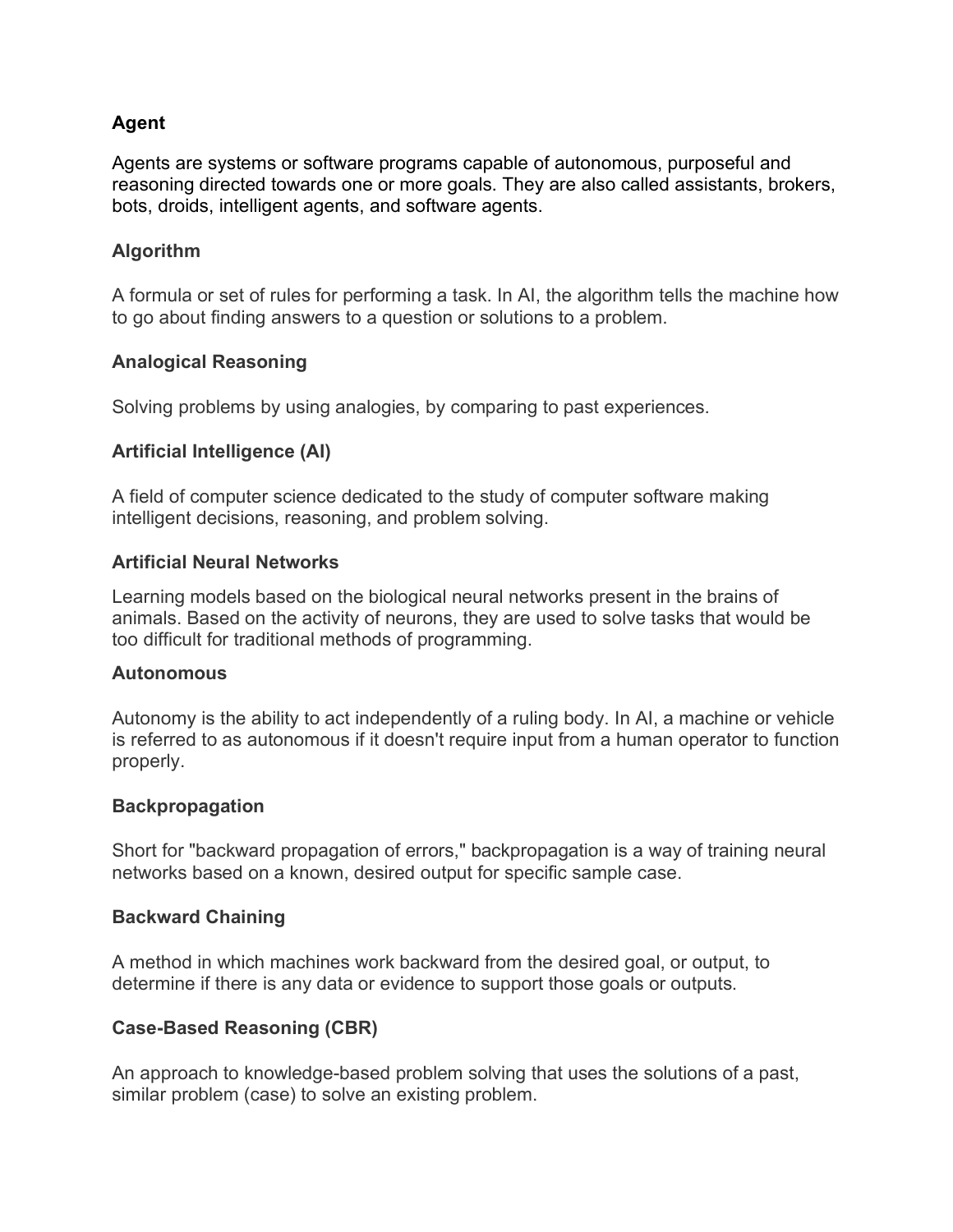### Agent

Agents are systems or software programs capable of autonomous, purposeful and reasoning directed towards one or more goals. They are also called assistants, brokers, bots, droids, intelligent agents, and software agents.

### Algorithm

A formula or set of rules for performing a task. In AI, the algorithm tells the machine how to go about finding answers to a question or solutions to a problem.

### Analogical Reasoning

Solving problems by using analogies, by comparing to past experiences.

### Artificial Intelligence (AI)

A field of computer science dedicated to the study of computer software making intelligent decisions, reasoning, and problem solving.

### Artificial Neural Networks

Learning models based on the biological neural networks present in the brains of animals. Based on the activity of neurons, they are used to solve tasks that would be too difficult for traditional methods of programming.

### Autonomous

Autonomy is the ability to act independently of a ruling body. In AI, a machine or vehicle is referred to as autonomous if it doesn't require input from a human operator to function properly.

### Backpropagation

Short for "backward propagation of errors," backpropagation is a way of training neural networks based on a known, desired output for specific sample case.

### Backward Chaining

A method in which machines work backward from the desired goal, or output, to determine if there is any data or evidence to support those goals or outputs.

### Case-Based Reasoning (CBR)

An approach to knowledge-based problem solving that uses the solutions of a past, similar problem (case) to solve an existing problem.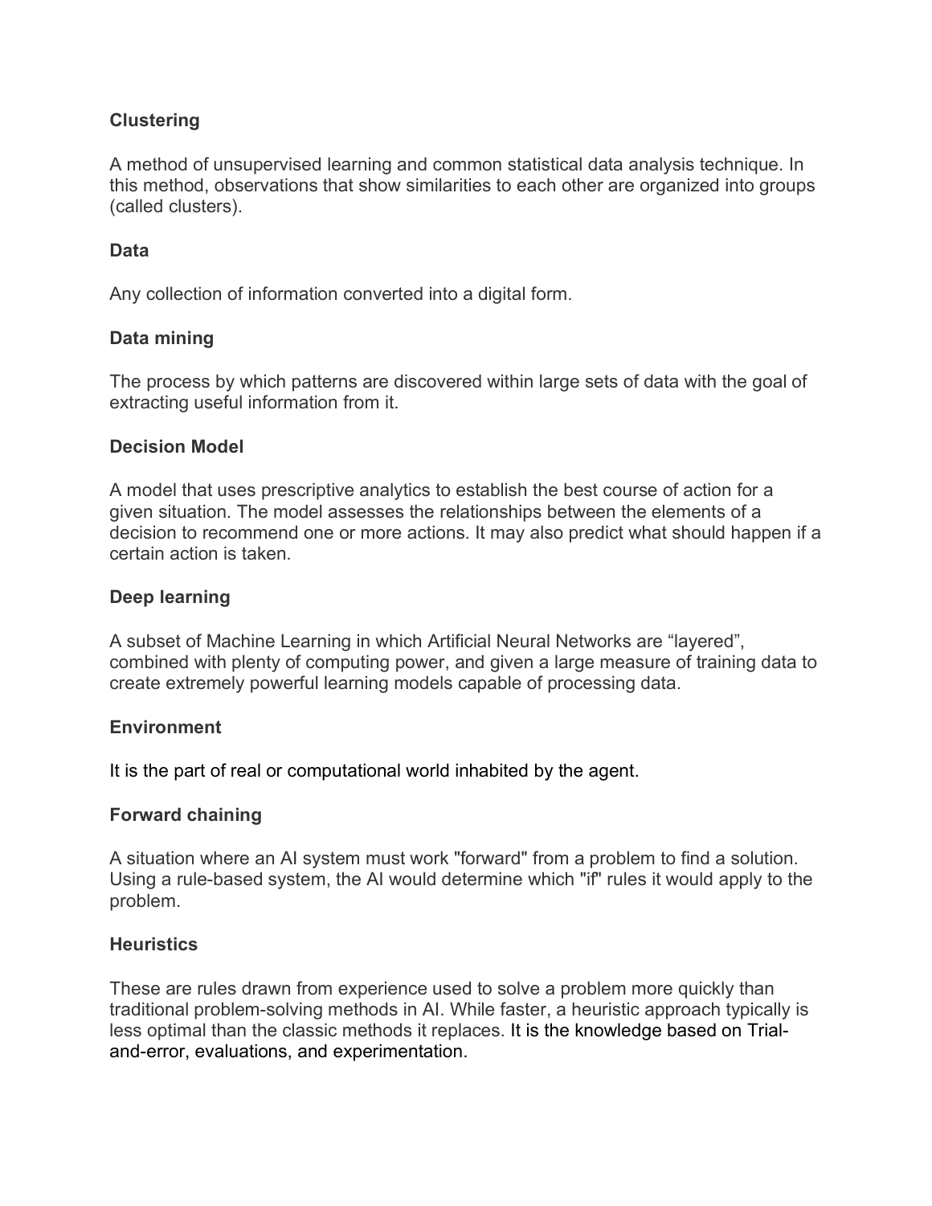**Clustering**

A method of unsupervised learning and common statistical data analysis technique. In this method, observations that show similarities to each other are organized into groups (called clusters).

**Data**

Any collection of information converted into a digital form.

**Data mining**

The process by which patterns are discovered within large sets of data with the goal of extracting useful information from it.

**Decision Model**

A model that uses prescriptive analytics to establish the best course of action for a given situation. The model assesses the relationships between the elements of a decision to recommend one or more actions. It may also predict what should happen if a certain action is taken.

**Deep learning**

A subset of Machine Learning in which Artificial Neural Networks are "layered", combined with plenty of computing power, and given a large measure of training data to create extremely powerful learning models capable of processing data.

**Environment**

It is the part of real or computational world inhabited by the agent.

**Forward chaining**

A situation where an AI system must work "forward" from a problem to find a solution. Using a rule-based system, the AI would determine which "if" rules it would apply to the problem.

**Heuristics**

These are rules drawn from experience used to solve a problem more quickly than traditional problem-solving methods in AI. While faster, a heuristic approach typically is less optimal than the classic methods it replaces. It is the knowledge based on Trial-and-error, evaluations, and experimentation.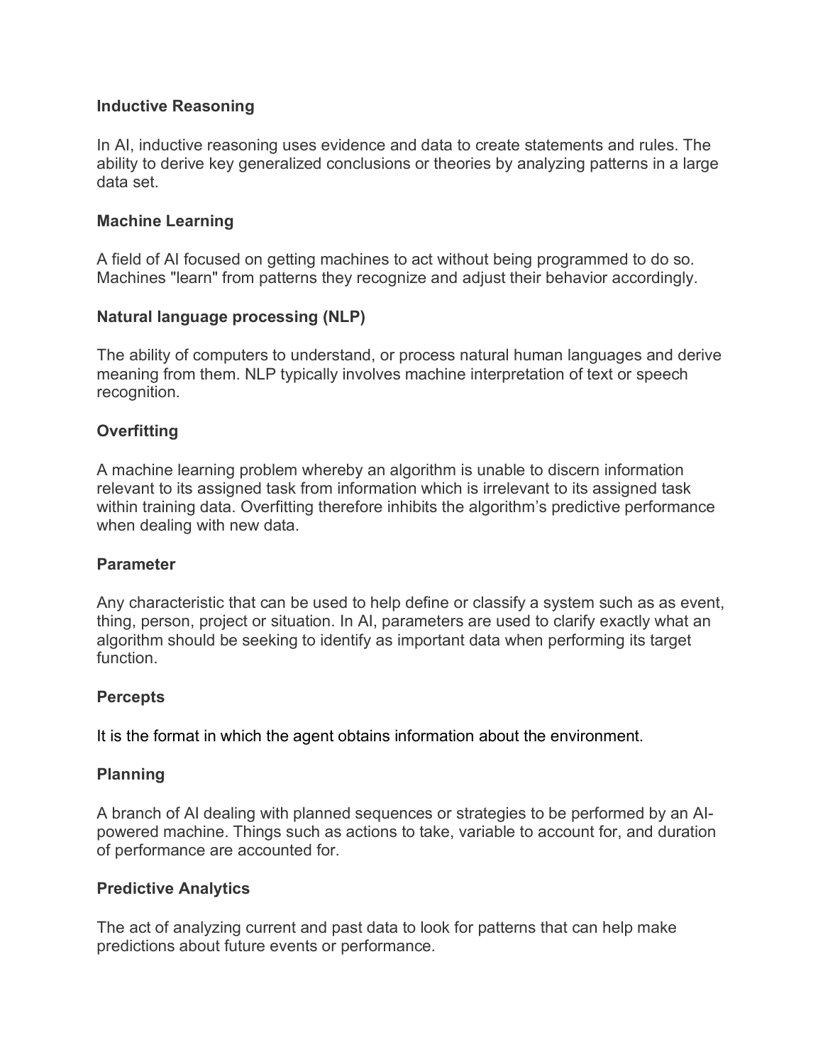**Inductive Reasoning**

In AI, inductive reasoning uses evidence and data to create statements and rules. The ability to derive key generalized conclusions or theories by analyzing patterns in a large data set.

**Machine Learning**

A field of AI focused on getting machines to act without being programmed to do so. Machines "learn" from patterns they recognize and adjust their behavior accordingly.

**Natural language processing (NLP)**

The ability of computers to understand, or process natural human languages and derive meaning from them. NLP typically involves machine interpretation of text or speech recognition.

**Overfitting**

A machine learning problem whereby an algorithm is unable to discern information relevant to its assigned task from information which is irrelevant to its assigned task within training data. Overfitting therefore inhibits the algorithm's predictive performance when dealing with new data.

**Parameter**

Any characteristic that can be used to help define or classify a system such as as event, thing, person, project or situation. In AI, parameters are used to clarify exactly what an algorithm should be seeking to identify as important data when performing its target function.

**Percepts**

It is the format in which the agent obtains information about the environment.

**Planning**

A branch of AI dealing with planned sequences or strategies to be performed by an AI-powered machine. Things such as actions to take, variable to account for, and duration of performance are accounted for.

**Predictive Analytics**

The act of analyzing current and past data to look for patterns that can help make predictions about future events or performance.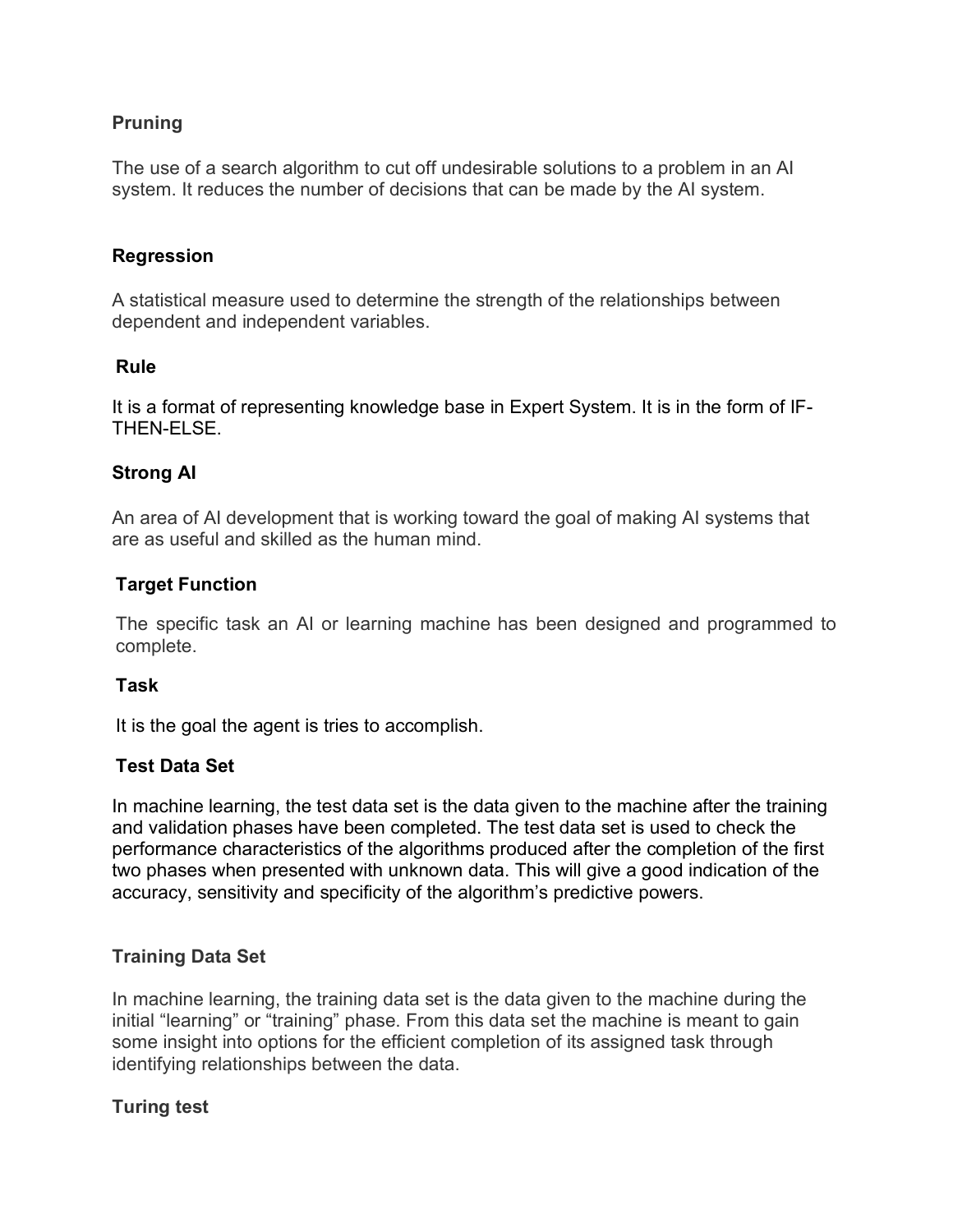**Pruning**

The use of a search algorithm to cut off undesirable solutions to a problem in an AI system. It reduces the number of decisions that can be made by the AI system.

**Regression**

A statistical measure used to determine the strength of the relationships between dependent and independent variables.

**Rule**

It is a format of representing knowledge base in Expert System. It is in the form of IF-THEN-ELSE.

**Strong AI**

An area of AI development that is working toward the goal of making AI systems that are as useful and skilled as the human mind.

**Target Function**

The specific task an AI or learning machine has been designed and programmed to complete.

**Task**

It is the goal the agent is tries to accomplish.

**Test Data Set**

In machine learning, the test data set is the data given to the machine after the training and validation phases have been completed. The test data set is used to check the performance characteristics of the algorithms produced after the completion of the first two phases when presented with unknown data. This will give a good indication of the accuracy, sensitivity and specificity of the algorithm's predictive powers.

**Training Data Set**

In machine learning, the training data set is the data given to the machine during the initial "learning" or "training" phase. From this data set the machine is meant to gain some insight into options for the efficient completion of its assigned task through identifying relationships between the data.

**Turing test**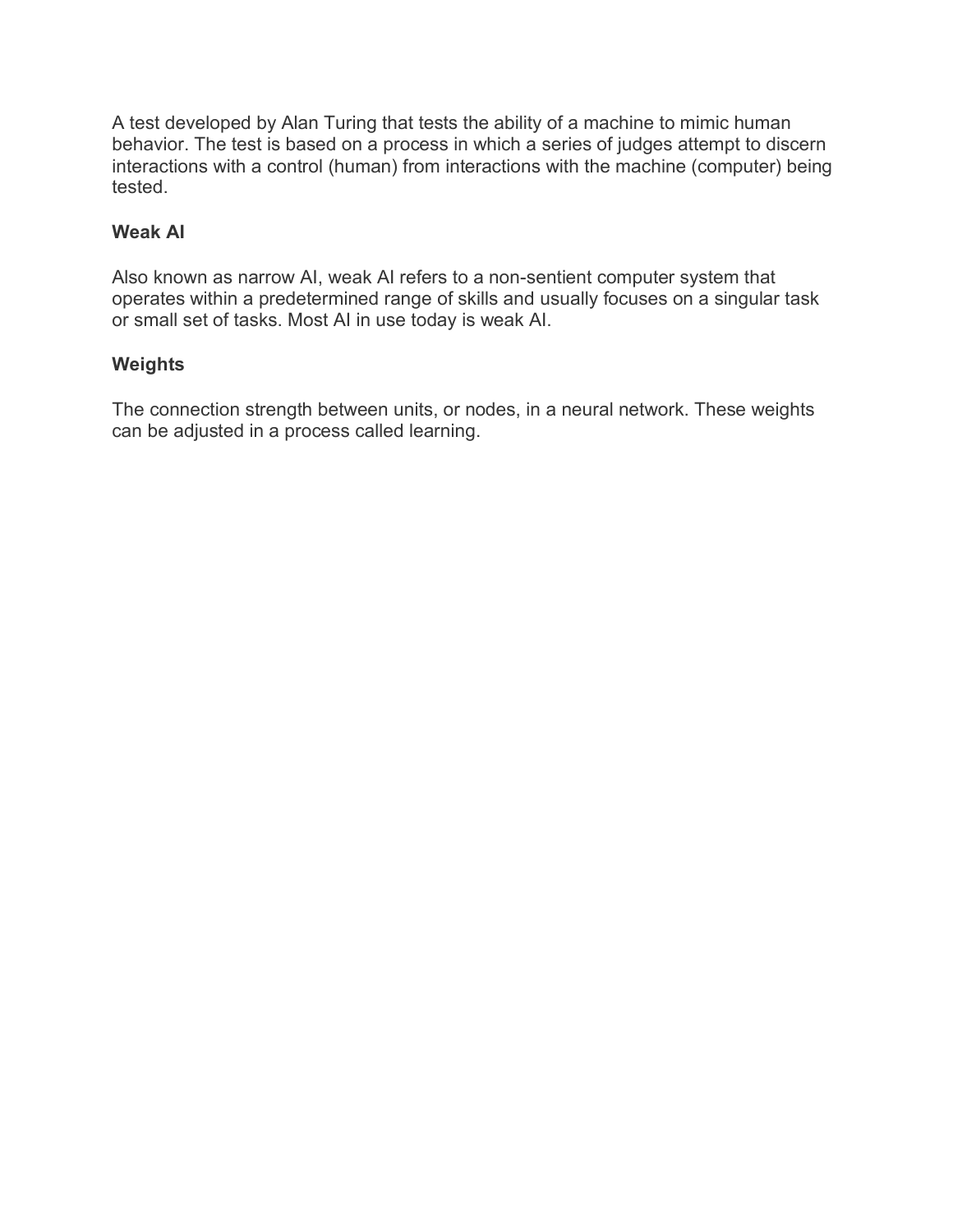A test developed by Alan Turing that tests the ability of a machine to mimic human behavior. The test is based on a process in which a series of judges attempt to discern interactions with a control (human) from interactions with the machine (computer) being tested.

**Weak AI**

Also known as narrow AI, weak AI refers to a non-sentient computer system that operates within a predetermined range of skills and usually focuses on a singular task or small set of tasks. Most AI in use today is weak AI.

**Weights**

The connection strength between units, or nodes, in a neural network. These weights can be adjusted in a process called learning.